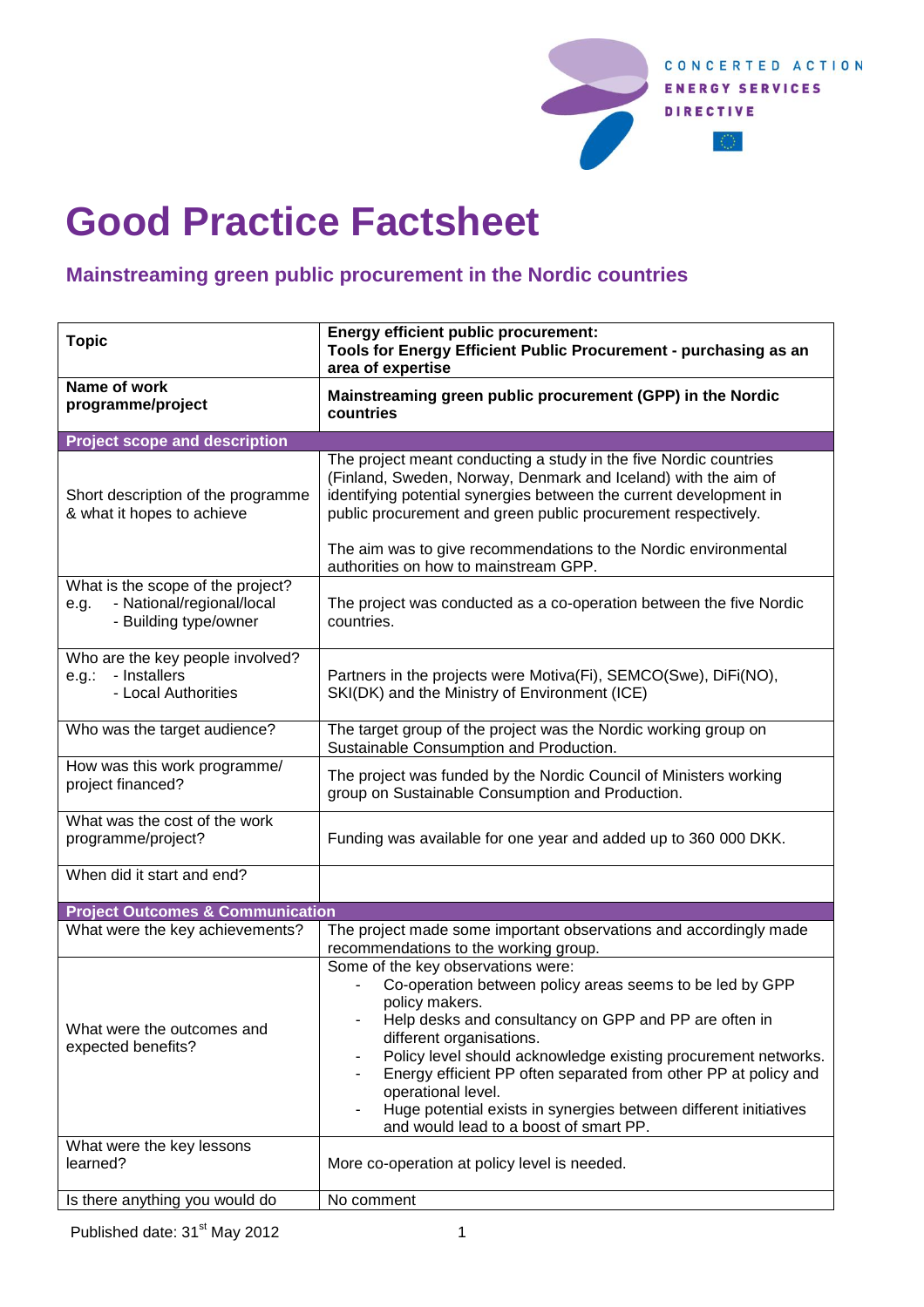# Good Practice Factsheet

## Mainstreaming green public procurement in the Nordic countries

| Topic | Energy efficient public procurement: Tools for Energy Efficient Public Procurement - purchasing as an area of expertise |
|---|---|
| **Name of work programme/project** | **Mainstreaming green public procurement (GPP) in the Nordic countries** |
| **Project scope and description** | |
| Short description of the programme & what it hopes to achieve | The project meant conducting a study in the five Nordic countries (Finland, Sweden, Norway, Denmark and Iceland) with the aim of identifying potential synergies between the current development in public procurement and green public procurement respectively.<br><br>The aim was to give recommendations to the Nordic environmental authorities on how to mainstream GPP. |
| What is the scope of the project? e.g. - National/regional/local - Building type/owner | The project was conducted as a co-operation between the five Nordic countries. |
| Who are the key people involved? e.g.: - Installers - Local Authorities | Partners in the projects were Motiva(Fi), SEMCO(Swe), DiFi(NO), SKI(DK) and the Ministry of Environment (ICE) |
| Who was the target audience? | The target group of the project was the Nordic working group on Sustainable Consumption and Production. |
| How was this work programme/ project financed? | The project was funded by the Nordic Council of Ministers working group on Sustainable Consumption and Production. |
| What was the cost of the work programme/project? | Funding was available for one year and added up to 360 000 DKK. |
| When did it start and end? | |
| **Project Outcomes & Communication** | |
| What were the key achievements? | The project made some important observations and accordingly made recommendations to the working group. |
| What were the outcomes and expected benefits? | Some of the key observations were:<br>- Co-operation between policy areas seems to be led by GPP policy makers.<br>- Help desks and consultancy on GPP and PP are often in different organisations.<br>- Policy level should acknowledge existing procurement networks.<br>- Energy efficient PP often separated from other PP at policy and operational level.<br>- Huge potential exists in synergies between different initiatives and would lead to a boost of smart PP. |
| What were the key lessons learned? | More co-operation at policy level is needed. |
| Is there anything you would do | No comment |

Published date: 31st May 2012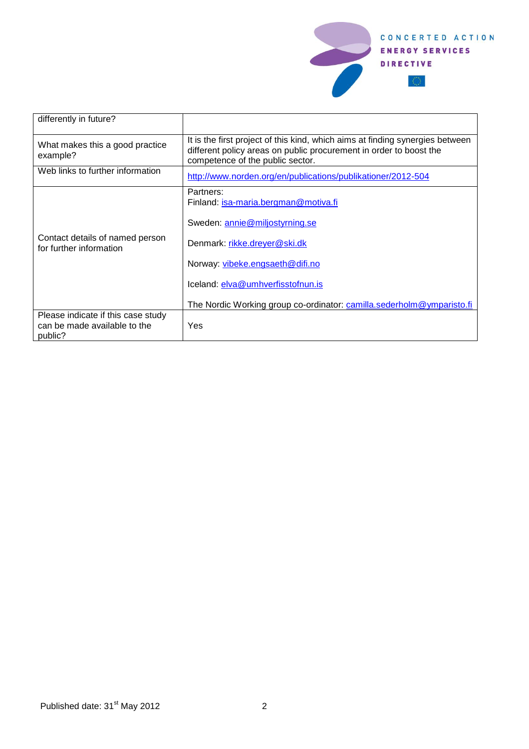| | |
|---|---|
| differently in future? | |
| What makes this a good practice example? | It is the first project of this kind, which aims at finding synergies between different policy areas on public procurement in order to boost the competence of the public sector. |
| Web links to further information | http://www.norden.org/en/publications/publikationer/2012-504 |
| Contact details of named person for further information | Partners:<br>Finland: isa-maria.bergman@motiva.fi<br><br>Sweden: annie@miljostyrning.se<br><br>Denmark: rikke.dreyer@ski.dk<br><br>Norway: vibeke.engsaeth@difi.no<br><br>Iceland: elva@umhverfisstofnun.is<br><br>The Nordic Working group co-ordinator: camilla.sederholm@ymparisto.fi |
| Please indicate if this case study can be made available to the public? | Yes |

Published date: 31st May 2012